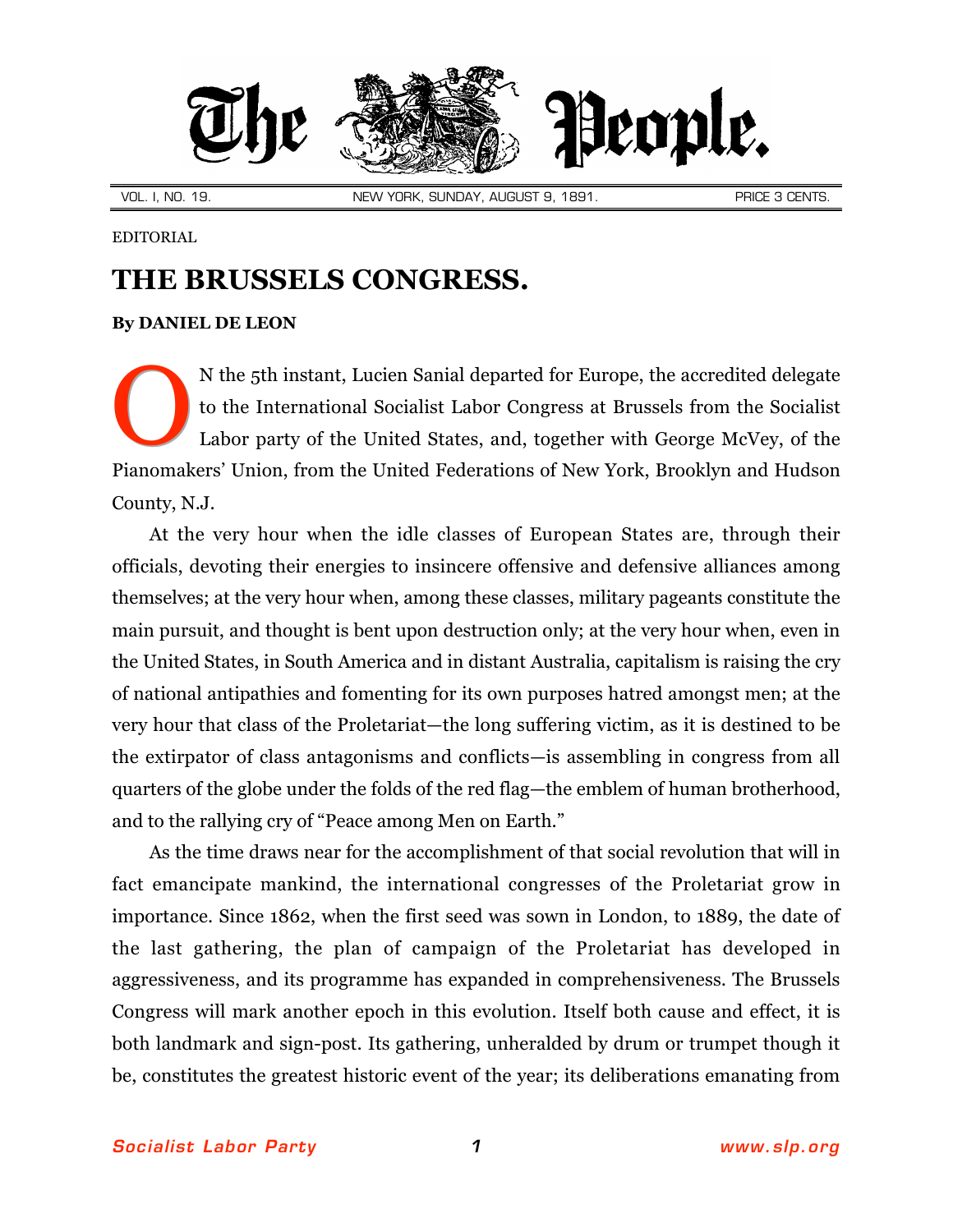# The People.

VOL. I, NO. 19. NEW YORK, SUNDAY, AUGUST 9, 1891. PRICE 3 CENTS.

EDITORIAL

## THE BRUSSELS CONGRESS.

**By DANIEL DE LEON**

ON the 5th instant, Lucien Sanial departed for Europe, the accredited delegate to the International Socialist Labor Congress at Brussels from the Socialist Labor party of the United States, and, together with George McVey, of the Pianomakers' Union, from the United Federations of New York, Brooklyn and Hudson County, N.J.

At the very hour when the idle classes of European States are, through their officials, devoting their energies to insincere offensive and defensive alliances among themselves; at the very hour when, among these classes, military pageants constitute the main pursuit, and thought is bent upon destruction only; at the very hour when, even in the United States, in South America and in distant Australia, capitalism is raising the cry of national antipathies and fomenting for its own purposes hatred amongst men; at the very hour that class of the Proletariat—the long suffering victim, as it is destined to be the extirpator of class antagonisms and conflicts—is assembling in congress from all quarters of the globe under the folds of the red flag—the emblem of human brotherhood, and to the rallying cry of "Peace among Men on Earth."

As the time draws near for the accomplishment of that social revolution that will in fact emancipate mankind, the international congresses of the Proletariat grow in importance. Since 1862, when the first seed was sown in London, to 1889, the date of the last gathering, the plan of campaign of the Proletariat has developed in aggressiveness, and its programme has expanded in comprehensiveness. The Brussels Congress will mark another epoch in this evolution. Itself both cause and effect, it is both landmark and sign-post. Its gathering, unheralded by drum or trumpet though it be, constitutes the greatest historic event of the year; its deliberations emanating from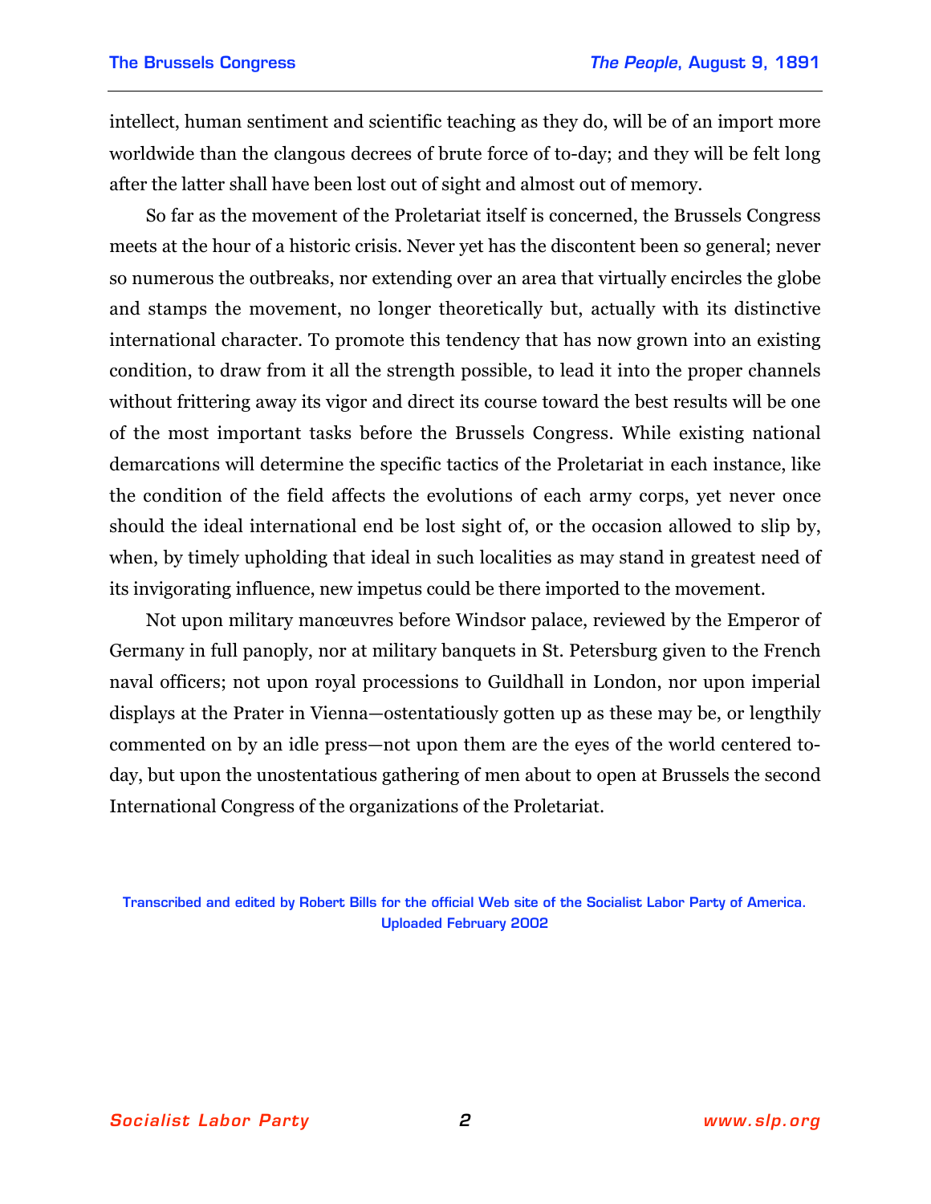intellect, human sentiment and scientific teaching as they do, will be of an import more worldwide than the clangous decrees of brute force of to-day; and they will be felt long after the latter shall have been lost out of sight and almost out of memory.

So far as the movement of the Proletariat itself is concerned, the Brussels Congress meets at the hour of a historic crisis. Never yet has the discontent been so general; never so numerous the outbreaks, nor extending over an area that virtually encircles the globe and stamps the movement, no longer theoretically but, actually with its distinctive international character. To promote this tendency that has now grown into an existing condition, to draw from it all the strength possible, to lead it into the proper channels without frittering away its vigor and direct its course toward the best results will be one of the most important tasks before the Brussels Congress. While existing national demarcations will determine the specific tactics of the Proletariat in each instance, like the condition of the field affects the evolutions of each army corps, yet never once should the ideal international end be lost sight of, or the occasion allowed to slip by, when, by timely upholding that ideal in such localities as may stand in greatest need of its invigorating influence, new impetus could be there imported to the movement.

Not upon military manœuvres before Windsor palace, reviewed by the Emperor of Germany in full panoply, nor at military banquets in St. Petersburg given to the French naval officers; not upon royal processions to Guildhall in London, nor upon imperial displays at the Prater in Vienna—ostentatiously gotten up as these may be, or lengthily commented on by an idle press—not upon them are the eyes of the world centered to-day, but upon the unostentatious gathering of men about to open at Brussels the second International Congress of the organizations of the Proletariat.

Transcribed and edited by Robert Bills for the official Web site of the Socialist Labor Party of America.
Uploaded February 2002